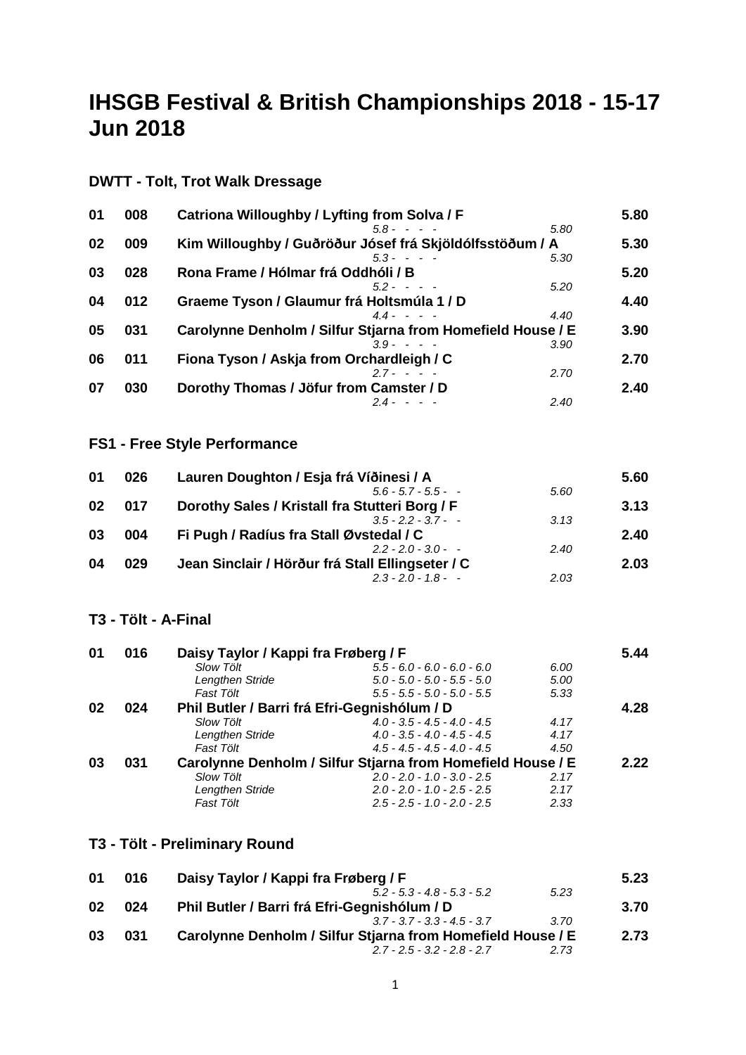# IHSGB Festival & British Championships 2018 - 15-17 Jun 2018

## DWTT - Tolt, Trot Walk Dressage

| Place | No. | Rider / Horse / Group | Marks | Score | Total |
|---|---|---|---|---|---|
| 01 | 008 | **Catriona Willoughby / Lyfting from Solva / F** | *5.8 - - - -* | *5.80* | **5.80** |
| 02 | 009 | **Kim Willoughby / Guðröður Jósef frá Skjöldólfsstöðum / A** | *5.3 - - - -* | *5.30* | **5.30** |
| 03 | 028 | **Rona Frame / Hólmar frá Oddhóli / B** | *5.2 - - - -* | *5.20* | **5.20** |
| 04 | 012 | **Graeme Tyson / Glaumur frá Holtsmúla 1 / D** | *4.4 - - - -* | *4.40* | **4.40** |
| 05 | 031 | **Carolynne Denholm / Silfur Stjarna from Homefield House / E** | *3.9 - - - -* | *3.90* | **3.90** |
| 06 | 011 | **Fiona Tyson / Askja from Orchardleigh / C** | *2.7 - - - -* | *2.70* | **2.70** |
| 07 | 030 | **Dorothy Thomas / Jöfur from Camster / D** | *2.4 - - - -* | *2.40* | **2.40** |

## FS1 - Free Style Performance

| Place | No. | Rider / Horse / Group | Marks | Score | Total |
|---|---|---|---|---|---|
| 01 | 026 | **Lauren Doughton / Esja frá Víðinesi / A** | *5.6 - 5.7 - 5.5 - -* | *5.60* | **5.60** |
| 02 | 017 | **Dorothy Sales / Kristall fra Stutteri Borg / F** | *3.5 - 2.2 - 3.7 - -* | *3.13* | **3.13** |
| 03 | 004 | **Fi Pugh / Radíus fra Stall Øvstedal / C** | *2.2 - 2.0 - 3.0 - -* | *2.40* | **2.40** |
| 04 | 029 | **Jean Sinclair / Hörður frá Stall Ellingseter / C** | *2.3 - 2.0 - 1.8 - -* | *2.03* | **2.03** |

## T3 - Tölt - A-Final

| Place | No. | Rider / Horse / Group | Marks | Score | Total |
|---|---|---|---|---|---|
| 01 | 016 | **Daisy Taylor / Kappi fra Frøberg / F** | | | **5.44** |
| | | *Slow Tölt* | *5.5 - 6.0 - 6.0 - 6.0 - 6.0* | *6.00* | |
| | | *Lengthen Stride* | *5.0 - 5.0 - 5.0 - 5.5 - 5.0* | *5.00* | |
| | | *Fast Tölt* | *5.5 - 5.5 - 5.0 - 5.0 - 5.5* | *5.33* | |
| 02 | 024 | **Phil Butler / Barri frá Efri-Gegnishólum / D** | | | **4.28** |
| | | *Slow Tölt* | *4.0 - 3.5 - 4.5 - 4.0 - 4.5* | *4.17* | |
| | | *Lengthen Stride* | *4.0 - 3.5 - 4.0 - 4.5 - 4.5* | *4.17* | |
| | | *Fast Tölt* | *4.5 - 4.5 - 4.5 - 4.0 - 4.5* | *4.50* | |
| 03 | 031 | **Carolynne Denholm / Silfur Stjarna from Homefield House / E** | | | **2.22** |
| | | *Slow Tölt* | *2.0 - 2.0 - 1.0 - 3.0 - 2.5* | *2.17* | |
| | | *Lengthen Stride* | *2.0 - 2.0 - 1.0 - 2.5 - 2.5* | *2.17* | |
| | | *Fast Tölt* | *2.5 - 2.5 - 1.0 - 2.0 - 2.5* | *2.33* | |

## T3 - Tölt - Preliminary Round

| Place | No. | Rider / Horse / Group | Marks | Score | Total |
|---|---|---|---|---|---|
| 01 | 016 | **Daisy Taylor / Kappi fra Frøberg / F** | *5.2 - 5.3 - 4.8 - 5.3 - 5.2* | *5.23* | **5.23** |
| 02 | 024 | **Phil Butler / Barri frá Efri-Gegnishólum / D** | *3.7 - 3.7 - 3.3 - 4.5 - 3.7* | *3.70* | **3.70** |
| 03 | 031 | **Carolynne Denholm / Silfur Stjarna from Homefield House / E** | *2.7 - 2.5 - 3.2 - 2.8 - 2.7* | *2.73* | **2.73** |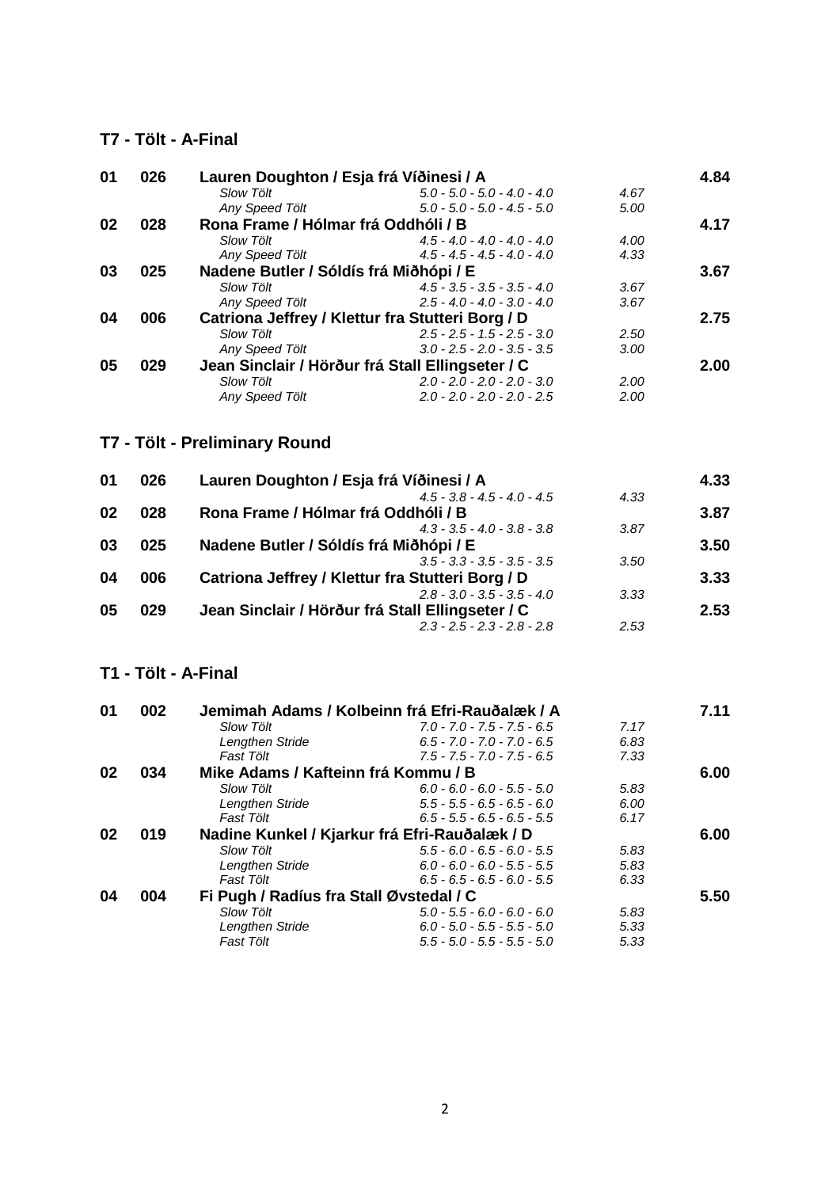## T7 - Tölt - A-Final

| | | | | | |
|---|---|---|---|---|---|
| **01** | **026** | **Lauren Doughton / Esja frá Víðinesi / A** | | | **4.84** |
| | | *Slow Tölt* | *5.0 - 5.0 - 5.0 - 4.0 - 4.0* | *4.67* | |
| | | *Any Speed Tölt* | *5.0 - 5.0 - 5.0 - 4.5 - 5.0* | *5.00* | |
| **02** | **028** | **Rona Frame / Hólmar frá Oddhóli / B** | | | **4.17** |
| | | *Slow Tölt* | *4.5 - 4.0 - 4.0 - 4.0 - 4.0* | *4.00* | |
| | | *Any Speed Tölt* | *4.5 - 4.5 - 4.5 - 4.0 - 4.0* | *4.33* | |
| **03** | **025** | **Nadene Butler / Sóldís frá Miðhópi / E** | | | **3.67** |
| | | *Slow Tölt* | *4.5 - 3.5 - 3.5 - 3.5 - 4.0* | *3.67* | |
| | | *Any Speed Tölt* | *2.5 - 4.0 - 4.0 - 3.0 - 4.0* | *3.67* | |
| **04** | **006** | **Catriona Jeffrey / Klettur fra Stutteri Borg / D** | | | **2.75** |
| | | *Slow Tölt* | *2.5 - 2.5 - 1.5 - 2.5 - 3.0* | *2.50* | |
| | | *Any Speed Tölt* | *3.0 - 2.5 - 2.0 - 3.5 - 3.5* | *3.00* | |
| **05** | **029** | **Jean Sinclair / Hörður frá Stall Ellingseter / C** | | | **2.00** |
| | | *Slow Tölt* | *2.0 - 2.0 - 2.0 - 2.0 - 3.0* | *2.00* | |
| | | *Any Speed Tölt* | *2.0 - 2.0 - 2.0 - 2.0 - 2.5* | *2.00* | |

## T7 - Tölt - Preliminary Round

| | | | | | |
|---|---|---|---|---|---|
| **01** | **026** | **Lauren Doughton / Esja frá Víðinesi / A** | | | **4.33** |
| | | | *4.5 - 3.8 - 4.5 - 4.0 - 4.5* | *4.33* | |
| **02** | **028** | **Rona Frame / Hólmar frá Oddhóli / B** | | | **3.87** |
| | | | *4.3 - 3.5 - 4.0 - 3.8 - 3.8* | *3.87* | |
| **03** | **025** | **Nadene Butler / Sóldís frá Miðhópi / E** | | | **3.50** |
| | | | *3.5 - 3.3 - 3.5 - 3.5 - 3.5* | *3.50* | |
| **04** | **006** | **Catriona Jeffrey / Klettur fra Stutteri Borg / D** | | | **3.33** |
| | | | *2.8 - 3.0 - 3.5 - 3.5 - 4.0* | *3.33* | |
| **05** | **029** | **Jean Sinclair / Hörður frá Stall Ellingseter / C** | | | **2.53** |
| | | | *2.3 - 2.5 - 2.3 - 2.8 - 2.8* | *2.53* | |

## T1 - Tölt - A-Final

| | | | | | |
|---|---|---|---|---|---|
| **01** | **002** | **Jemimah Adams / Kolbeinn frá Efri-Rauðalæk / A** | | | **7.11** |
| | | *Slow Tölt* | *7.0 - 7.0 - 7.5 - 7.5 - 6.5* | *7.17* | |
| | | *Lengthen Stride* | *6.5 - 7.0 - 7.0 - 7.0 - 6.5* | *6.83* | |
| | | *Fast Tölt* | *7.5 - 7.5 - 7.0 - 7.5 - 6.5* | *7.33* | |
| **02** | **034** | **Mike Adams / Kafteinn frá Kommu / B** | | | **6.00** |
| | | *Slow Tölt* | *6.0 - 6.0 - 6.0 - 5.5 - 5.0* | *5.83* | |
| | | *Lengthen Stride* | *5.5 - 5.5 - 6.5 - 6.5 - 6.0* | *6.00* | |
| | | *Fast Tölt* | *6.5 - 5.5 - 6.5 - 6.5 - 5.5* | *6.17* | |
| **02** | **019** | **Nadine Kunkel / Kjarkur frá Efri-Rauðalæk / D** | | | **6.00** |
| | | *Slow Tölt* | *5.5 - 6.0 - 6.5 - 6.0 - 5.5* | *5.83* | |
| | | *Lengthen Stride* | *6.0 - 6.0 - 6.0 - 5.5 - 5.5* | *5.83* | |
| | | *Fast Tölt* | *6.5 - 6.5 - 6.5 - 6.0 - 5.5* | *6.33* | |
| **04** | **004** | **Fi Pugh / Radíus fra Stall Øvstedal / C** | | | **5.50** |
| | | *Slow Tölt* | *5.0 - 5.5 - 6.0 - 6.0 - 6.0* | *5.83* | |
| | | *Lengthen Stride* | *6.0 - 5.0 - 5.5 - 5.5 - 5.0* | *5.33* | |
| | | *Fast Tölt* | *5.5 - 5.0 - 5.5 - 5.5 - 5.0* | *5.33* | |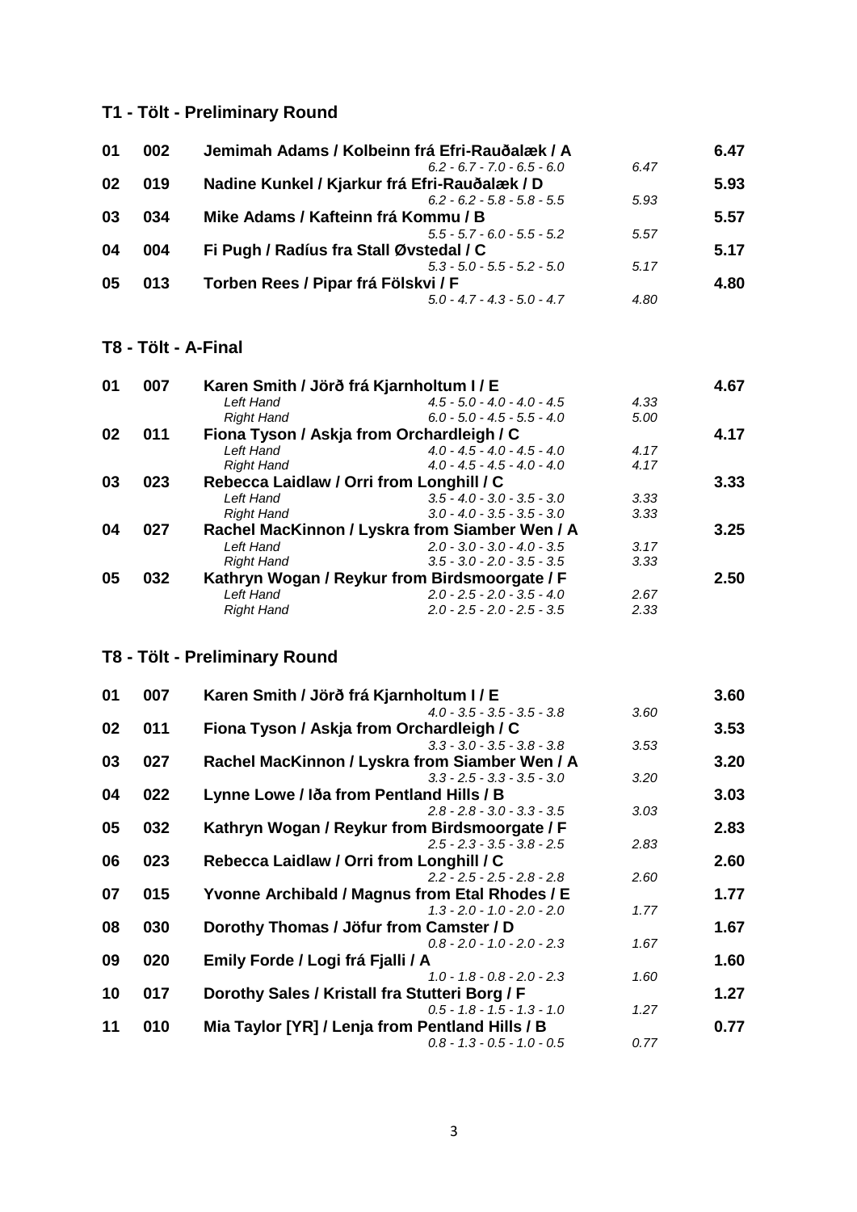## T1 - Tölt - Preliminary Round

| Place | No. | Rider / Horse | Marks | Score | Total |
|---|---|---|---|---|---|
| 01 | 002 | **Jemimah Adams / Kolbeinn frá Efri-Rauðalæk / A** | | | **6.47** |
| | | | *6.2 - 6.7 - 7.0 - 6.5 - 6.0* | *6.47* | |
| 02 | 019 | **Nadine Kunkel / Kjarkur frá Efri-Rauðalæk / D** | | | **5.93** |
| | | | *6.2 - 6.2 - 5.8 - 5.8 - 5.5* | *5.93* | |
| 03 | 034 | **Mike Adams / Kafteinn frá Kommu / B** | | | **5.57** |
| | | | *5.5 - 5.7 - 6.0 - 5.5 - 5.2* | *5.57* | |
| 04 | 004 | **Fi Pugh / Radíus fra Stall Øvstedal / C** | | | **5.17** |
| | | | *5.3 - 5.0 - 5.5 - 5.2 - 5.0* | *5.17* | |
| 05 | 013 | **Torben Rees / Pipar frá Fölskvi / F** | | | **4.80** |
| | | | *5.0 - 4.7 - 4.3 - 5.0 - 4.7* | *4.80* | |

## T8 - Tölt - A-Final

| Place | No. | Rider / Horse | Marks | Score | Total |
|---|---|---|---|---|---|
| 01 | 007 | **Karen Smith / Jörð frá Kjarnholtum I / E** | | | **4.67** |
| | | *Left Hand* | *4.5 - 5.0 - 4.0 - 4.0 - 4.5* | *4.33* | |
| | | *Right Hand* | *6.0 - 5.0 - 4.5 - 5.5 - 4.0* | *5.00* | |
| 02 | 011 | **Fiona Tyson / Askja from Orchardleigh / C** | | | **4.17** |
| | | *Left Hand* | *4.0 - 4.5 - 4.0 - 4.5 - 4.0* | *4.17* | |
| | | *Right Hand* | *4.0 - 4.5 - 4.5 - 4.0 - 4.0* | *4.17* | |
| 03 | 023 | **Rebecca Laidlaw / Orri from Longhill / C** | | | **3.33** |
| | | *Left Hand* | *3.5 - 4.0 - 3.0 - 3.5 - 3.0* | *3.33* | |
| | | *Right Hand* | *3.0 - 4.0 - 3.5 - 3.5 - 3.0* | *3.33* | |
| 04 | 027 | **Rachel MacKinnon / Lyskra from Siamber Wen / A** | | | **3.25** |
| | | *Left Hand* | *2.0 - 3.0 - 3.0 - 4.0 - 3.5* | *3.17* | |
| | | *Right Hand* | *3.5 - 3.0 - 2.0 - 3.5 - 3.5* | *3.33* | |
| 05 | 032 | **Kathryn Wogan / Reykur from Birdsmoorgate / F** | | | **2.50** |
| | | *Left Hand* | *2.0 - 2.5 - 2.0 - 3.5 - 4.0* | *2.67* | |
| | | *Right Hand* | *2.0 - 2.5 - 2.0 - 2.5 - 3.5* | *2.33* | |

## T8 - Tölt - Preliminary Round

| Place | No. | Rider / Horse | Marks | Score | Total |
|---|---|---|---|---|---|
| 01 | 007 | **Karen Smith / Jörð frá Kjarnholtum I / E** | | | **3.60** |
| | | | *4.0 - 3.5 - 3.5 - 3.5 - 3.8* | *3.60* | |
| 02 | 011 | **Fiona Tyson / Askja from Orchardleigh / C** | | | **3.53** |
| | | | *3.3 - 3.0 - 3.5 - 3.8 - 3.8* | *3.53* | |
| 03 | 027 | **Rachel MacKinnon / Lyskra from Siamber Wen / A** | | | **3.20** |
| | | | *3.3 - 2.5 - 3.3 - 3.5 - 3.0* | *3.20* | |
| 04 | 022 | **Lynne Lowe / Iða from Pentland Hills / B** | | | **3.03** |
| | | | *2.8 - 2.8 - 3.0 - 3.3 - 3.5* | *3.03* | |
| 05 | 032 | **Kathryn Wogan / Reykur from Birdsmoorgate / F** | | | **2.83** |
| | | | *2.5 - 2.3 - 3.5 - 3.8 - 2.5* | *2.83* | |
| 06 | 023 | **Rebecca Laidlaw / Orri from Longhill / C** | | | **2.60** |
| | | | *2.2 - 2.5 - 2.5 - 2.8 - 2.8* | *2.60* | |
| 07 | 015 | **Yvonne Archibald / Magnus from Etal Rhodes / E** | | | **1.77** |
| | | | *1.3 - 2.0 - 1.0 - 2.0 - 2.0* | *1.77* | |
| 08 | 030 | **Dorothy Thomas / Jöfur from Camster / D** | | | **1.67** |
| | | | *0.8 - 2.0 - 1.0 - 2.0 - 2.3* | *1.67* | |
| 09 | 020 | **Emily Forde / Logi frá Fjalli / A** | | | **1.60** |
| | | | *1.0 - 1.8 - 0.8 - 2.0 - 2.3* | *1.60* | |
| 10 | 017 | **Dorothy Sales / Kristall fra Stutteri Borg / F** | | | **1.27** |
| | | | *0.5 - 1.8 - 1.5 - 1.3 - 1.0* | *1.27* | |
| 11 | 010 | **Mia Taylor [YR] / Lenja from Pentland Hills / B** | | | **0.77** |
| | | | *0.8 - 1.3 - 0.5 - 1.0 - 0.5* | *0.77* | |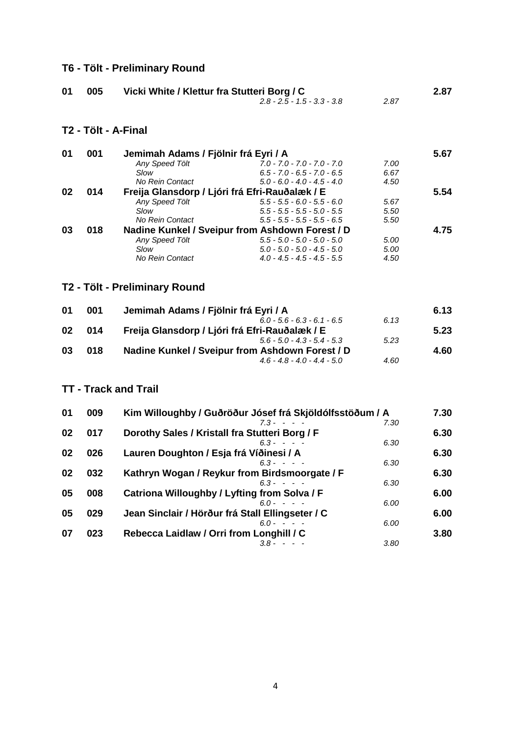## T6 - Tölt - Preliminary Round

| | | | | | |
|---|---|---|---|---|---|
| **01** | **005** | **Vicki White / Klettur fra Stutteri Borg / C** | | | **2.87** |
| | | | *2.8 - 2.5 - 1.5 - 3.3 - 3.8* | *2.87* | |

## T2 - Tölt - A-Final

| | | | | | |
|---|---|---|---|---|---|
| **01** | **001** | **Jemimah Adams / Fjölnir frá Eyri / A** | | | **5.67** |
| | | *Any Speed Tölt* | *7.0 - 7.0 - 7.0 - 7.0 - 7.0* | *7.00* | |
| | | *Slow* | *6.5 - 7.0 - 6.5 - 7.0 - 6.5* | *6.67* | |
| | | *No Rein Contact* | *5.0 - 6.0 - 4.0 - 4.5 - 4.0* | *4.50* | |
| **02** | **014** | **Freija Glansdorp / Ljóri frá Efri-Rauðalæk / E** | | | **5.54** |
| | | *Any Speed Tölt* | *5.5 - 5.5 - 6.0 - 5.5 - 6.0* | *5.67* | |
| | | *Slow* | *5.5 - 5.5 - 5.5 - 5.0 - 5.5* | *5.50* | |
| | | *No Rein Contact* | *5.5 - 5.5 - 5.5 - 5.5 - 6.5* | *5.50* | |
| **03** | **018** | **Nadine Kunkel / Sveipur from Ashdown Forest / D** | | | **4.75** |
| | | *Any Speed Tölt* | *5.5 - 5.0 - 5.0 - 5.0 - 5.0* | *5.00* | |
| | | *Slow* | *5.0 - 5.0 - 5.0 - 4.5 - 5.0* | *5.00* | |
| | | *No Rein Contact* | *4.0 - 4.5 - 4.5 - 4.5 - 5.5* | *4.50* | |

## T2 - Tölt - Preliminary Round

| | | | | | |
|---|---|---|---|---|---|
| **01** | **001** | **Jemimah Adams / Fjölnir frá Eyri / A** | | | **6.13** |
| | | | *6.0 - 5.6 - 6.3 - 6.1 - 6.5* | *6.13* | |
| **02** | **014** | **Freija Glansdorp / Ljóri frá Efri-Rauðalæk / E** | | | **5.23** |
| | | | *5.6 - 5.0 - 4.3 - 5.4 - 5.3* | *5.23* | |
| **03** | **018** | **Nadine Kunkel / Sveipur from Ashdown Forest / D** | | | **4.60** |
| | | | *4.6 - 4.8 - 4.0 - 4.4 - 5.0* | *4.60* | |

## TT - Track and Trail

| | | | | | |
|---|---|---|---|---|---|
| **01** | **009** | **Kim Willoughby / Guðröður Jósef frá Skjöldólfsstöðum / A** | | | **7.30** |
| | | | *7.3 - - - -* | *7.30* | |
| **02** | **017** | **Dorothy Sales / Kristall fra Stutteri Borg / F** | | | **6.30** |
| | | | *6.3 - - - -* | *6.30* | |
| **02** | **026** | **Lauren Doughton / Esja frá Víðinesi / A** | | | **6.30** |
| | | | *6.3 - - - -* | *6.30* | |
| **02** | **032** | **Kathryn Wogan / Reykur from Birdsmoorgate / F** | | | **6.30** |
| | | | *6.3 - - - -* | *6.30* | |
| **05** | **008** | **Catriona Willoughby / Lyfting from Solva / F** | | | **6.00** |
| | | | *6.0 - - - -* | *6.00* | |
| **05** | **029** | **Jean Sinclair / Hörður frá Stall Ellingseter / C** | | | **6.00** |
| | | | *6.0 - - - -* | *6.00* | |
| **07** | **023** | **Rebecca Laidlaw / Orri from Longhill / C** | | | **3.80** |
| | | | *3.8 - - - -* | *3.80* | |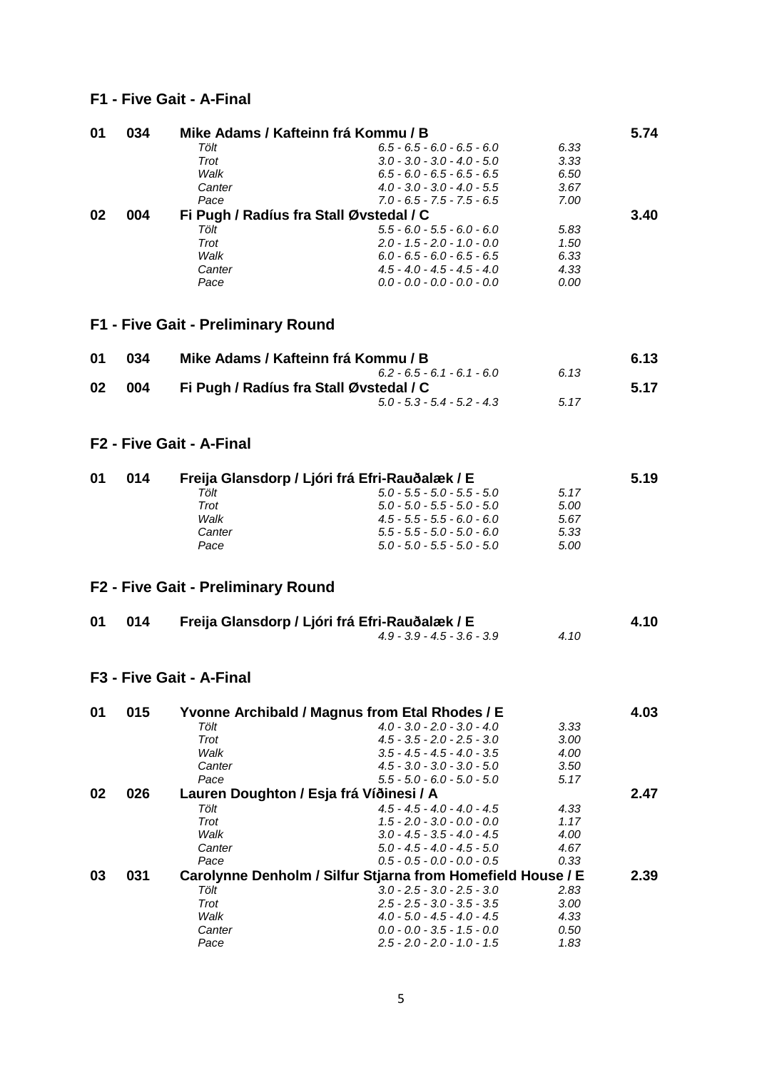## F1 - Five Gait - A-Final

| Rank | No. | Rider / Horse | Marks | Score | Total |
|---|---|---|---|---|---|
| **01** | **034** | **Mike Adams / Kafteinn frá Kommu / B** | | | **5.74** |
| | | *Tölt* | *6.5 - 6.5 - 6.0 - 6.5 - 6.0* | *6.33* | |
| | | *Trot* | *3.0 - 3.0 - 3.0 - 4.0 - 5.0* | *3.33* | |
| | | *Walk* | *6.5 - 6.0 - 6.5 - 6.5 - 6.5* | *6.50* | |
| | | *Canter* | *4.0 - 3.0 - 3.0 - 4.0 - 5.5* | *3.67* | |
| | | *Pace* | *7.0 - 6.5 - 7.5 - 7.5 - 6.5* | *7.00* | |
| **02** | **004** | **Fi Pugh / Radíus fra Stall Øvstedal / C** | | | **3.40** |
| | | *Tölt* | *5.5 - 6.0 - 5.5 - 6.0 - 6.0* | *5.83* | |
| | | *Trot* | *2.0 - 1.5 - 2.0 - 1.0 - 0.0* | *1.50* | |
| | | *Walk* | *6.0 - 6.5 - 6.0 - 6.5 - 6.5* | *6.33* | |
| | | *Canter* | *4.5 - 4.0 - 4.5 - 4.5 - 4.0* | *4.33* | |
| | | *Pace* | *0.0 - 0.0 - 0.0 - 0.0 - 0.0* | *0.00* | |

## F1 - Five Gait - Preliminary Round

| Rank | No. | Rider / Horse | Marks | Score | Total |
|---|---|---|---|---|---|
| **01** | **034** | **Mike Adams / Kafteinn frá Kommu / B** | | | **6.13** |
| | | | *6.2 - 6.5 - 6.1 - 6.1 - 6.0* | *6.13* | |
| **02** | **004** | **Fi Pugh / Radíus fra Stall Øvstedal / C** | | | **5.17** |
| | | | *5.0 - 5.3 - 5.4 - 5.2 - 4.3* | *5.17* | |

## F2 - Five Gait - A-Final

| Rank | No. | Rider / Horse | Marks | Score | Total |
|---|---|---|---|---|---|
| **01** | **014** | **Freija Glansdorp / Ljóri frá Efri-Rauðalæk / E** | | | **5.19** |
| | | *Tölt* | *5.0 - 5.5 - 5.0 - 5.5 - 5.0* | *5.17* | |
| | | *Trot* | *5.0 - 5.0 - 5.5 - 5.0 - 5.0* | *5.00* | |
| | | *Walk* | *4.5 - 5.5 - 5.5 - 6.0 - 6.0* | *5.67* | |
| | | *Canter* | *5.5 - 5.5 - 5.0 - 5.0 - 6.0* | *5.33* | |
| | | *Pace* | *5.0 - 5.0 - 5.5 - 5.0 - 5.0* | *5.00* | |

## F2 - Five Gait - Preliminary Round

| Rank | No. | Rider / Horse | Marks | Score | Total |
|---|---|---|---|---|---|
| **01** | **014** | **Freija Glansdorp / Ljóri frá Efri-Rauðalæk / E** | | | **4.10** |
| | | | *4.9 - 3.9 - 4.5 - 3.6 - 3.9* | *4.10* | |

## F3 - Five Gait - A-Final

| Rank | No. | Rider / Horse | Marks | Score | Total |
|---|---|---|---|---|---|
| **01** | **015** | **Yvonne Archibald / Magnus from Etal Rhodes / E** | | | **4.03** |
| | | *Tölt* | *4.0 - 3.0 - 2.0 - 3.0 - 4.0* | *3.33* | |
| | | *Trot* | *4.5 - 3.5 - 2.0 - 2.5 - 3.0* | *3.00* | |
| | | *Walk* | *3.5 - 4.5 - 4.5 - 4.0 - 3.5* | *4.00* | |
| | | *Canter* | *4.5 - 3.0 - 3.0 - 3.0 - 5.0* | *3.50* | |
| | | *Pace* | *5.5 - 5.0 - 6.0 - 5.0 - 5.0* | *5.17* | |
| **02** | **026** | **Lauren Doughton / Esja frá Víðinesi / A** | | | **2.47** |
| | | *Tölt* | *4.5 - 4.5 - 4.0 - 4.0 - 4.5* | *4.33* | |
| | | *Trot* | *1.5 - 2.0 - 3.0 - 0.0 - 0.0* | *1.17* | |
| | | *Walk* | *3.0 - 4.5 - 3.5 - 4.0 - 4.5* | *4.00* | |
| | | *Canter* | *5.0 - 4.5 - 4.0 - 4.5 - 5.0* | *4.67* | |
| | | *Pace* | *0.5 - 0.5 - 0.0 - 0.0 - 0.5* | *0.33* | |
| **03** | **031** | **Carolynne Denholm / Silfur Stjarna from Homefield House / E** | | | **2.39** |
| | | *Tölt* | *3.0 - 2.5 - 3.0 - 2.5 - 3.0* | *2.83* | |
| | | *Trot* | *2.5 - 2.5 - 3.0 - 3.5 - 3.5* | *3.00* | |
| | | *Walk* | *4.0 - 5.0 - 4.5 - 4.0 - 4.5* | *4.33* | |
| | | *Canter* | *0.0 - 0.0 - 3.5 - 1.5 - 0.0* | *0.50* | |
| | | *Pace* | *2.5 - 2.0 - 2.0 - 1.0 - 1.5* | *1.83* | |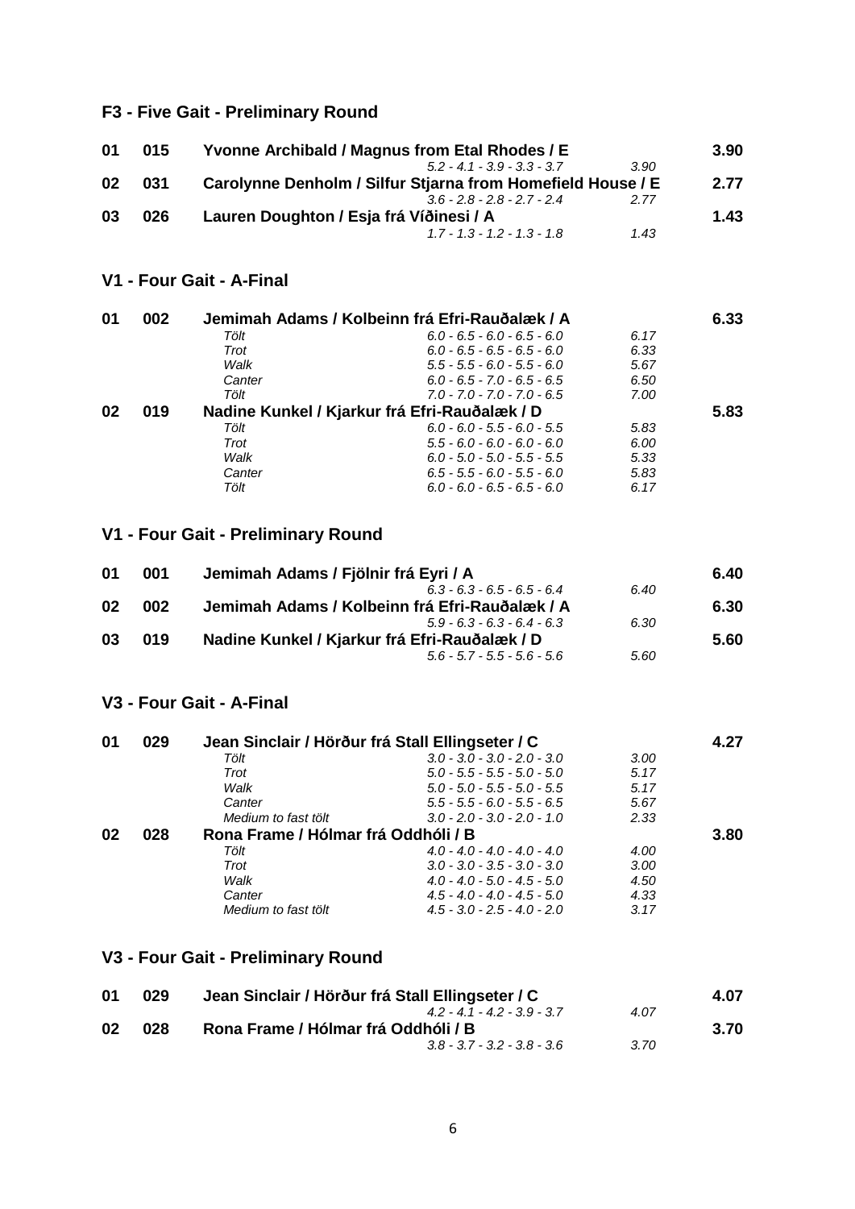## F3 - Five Gait - Preliminary Round

| Rank | No. | Rider / Horse / Class | Scores | Mark | Total |
|---|---|---|---|---|---|
| 01 | 015 | **Yvonne Archibald / Magnus from Etal Rhodes / E** | | | **3.90** |
| | | | *5.2 - 4.1 - 3.9 - 3.3 - 3.7* | *3.90* | |
| 02 | 031 | **Carolynne Denholm / Silfur Stjarna from Homefield House / E** | | | **2.77** |
| | | | *3.6 - 2.8 - 2.8 - 2.7 - 2.4* | *2.77* | |
| 03 | 026 | **Lauren Doughton / Esja frá Víðinesi / A** | | | **1.43** |
| | | | *1.7 - 1.3 - 1.2 - 1.3 - 1.8* | *1.43* | |

## V1 - Four Gait - A-Final

| Rank | No. | Rider / Horse / Class | Scores | Mark | Total |
|---|---|---|---|---|---|
| 01 | 002 | **Jemimah Adams / Kolbeinn frá Efri-Rauðalæk / A** | | | **6.33** |
| | | *Tölt* | *6.0 - 6.5 - 6.0 - 6.5 - 6.0* | *6.17* | |
| | | *Trot* | *6.0 - 6.5 - 6.5 - 6.5 - 6.0* | *6.33* | |
| | | *Walk* | *5.5 - 5.5 - 6.0 - 5.5 - 6.0* | *5.67* | |
| | | *Canter* | *6.0 - 6.5 - 7.0 - 6.5 - 6.5* | *6.50* | |
| | | *Tölt* | *7.0 - 7.0 - 7.0 - 7.0 - 6.5* | *7.00* | |
| 02 | 019 | **Nadine Kunkel / Kjarkur frá Efri-Rauðalæk / D** | | | **5.83** |
| | | *Tölt* | *6.0 - 6.0 - 5.5 - 6.0 - 5.5* | *5.83* | |
| | | *Trot* | *5.5 - 6.0 - 6.0 - 6.0 - 6.0* | *6.00* | |
| | | *Walk* | *6.0 - 5.0 - 5.0 - 5.5 - 5.5* | *5.33* | |
| | | *Canter* | *6.5 - 5.5 - 6.0 - 5.5 - 6.0* | *5.83* | |
| | | *Tölt* | *6.0 - 6.0 - 6.5 - 6.5 - 6.0* | *6.17* | |

## V1 - Four Gait - Preliminary Round

| Rank | No. | Rider / Horse / Class | Scores | Mark | Total |
|---|---|---|---|---|---|
| 01 | 001 | **Jemimah Adams / Fjölnir frá Eyri / A** | | | **6.40** |
| | | | *6.3 - 6.3 - 6.5 - 6.5 - 6.4* | *6.40* | |
| 02 | 002 | **Jemimah Adams / Kolbeinn frá Efri-Rauðalæk / A** | | | **6.30** |
| | | | *5.9 - 6.3 - 6.3 - 6.4 - 6.3* | *6.30* | |
| 03 | 019 | **Nadine Kunkel / Kjarkur frá Efri-Rauðalæk / D** | | | **5.60** |
| | | | *5.6 - 5.7 - 5.5 - 5.6 - 5.6* | *5.60* | |

## V3 - Four Gait - A-Final

| Rank | No. | Rider / Horse / Class | Scores | Mark | Total |
|---|---|---|---|---|---|
| 01 | 029 | **Jean Sinclair / Hörður frá Stall Ellingseter / C** | | | **4.27** |
| | | *Tölt* | *3.0 - 3.0 - 3.0 - 2.0 - 3.0* | *3.00* | |
| | | *Trot* | *5.0 - 5.5 - 5.5 - 5.0 - 5.0* | *5.17* | |
| | | *Walk* | *5.0 - 5.0 - 5.5 - 5.0 - 5.5* | *5.17* | |
| | | *Canter* | *5.5 - 5.5 - 6.0 - 5.5 - 6.5* | *5.67* | |
| | | *Medium to fast tölt* | *3.0 - 2.0 - 3.0 - 2.0 - 1.0* | *2.33* | |
| 02 | 028 | **Rona Frame / Hólmar frá Oddhóli / B** | | | **3.80** |
| | | *Tölt* | *4.0 - 4.0 - 4.0 - 4.0 - 4.0* | *4.00* | |
| | | *Trot* | *3.0 - 3.0 - 3.5 - 3.0 - 3.0* | *3.00* | |
| | | *Walk* | *4.0 - 4.0 - 5.0 - 4.5 - 5.0* | *4.50* | |
| | | *Canter* | *4.5 - 4.0 - 4.0 - 4.5 - 5.0* | *4.33* | |
| | | *Medium to fast tölt* | *4.5 - 3.0 - 2.5 - 4.0 - 2.0* | *3.17* | |

## V3 - Four Gait - Preliminary Round

| Rank | No. | Rider / Horse / Class | Scores | Mark | Total |
|---|---|---|---|---|---|
| 01 | 029 | **Jean Sinclair / Hörður frá Stall Ellingseter / C** | | | **4.07** |
| | | | *4.2 - 4.1 - 4.2 - 3.9 - 3.7* | *4.07* | |
| 02 | 028 | **Rona Frame / Hólmar frá Oddhóli / B** | | | **3.70** |
| | | | *3.8 - 3.7 - 3.2 - 3.8 - 3.6* | *3.70* | |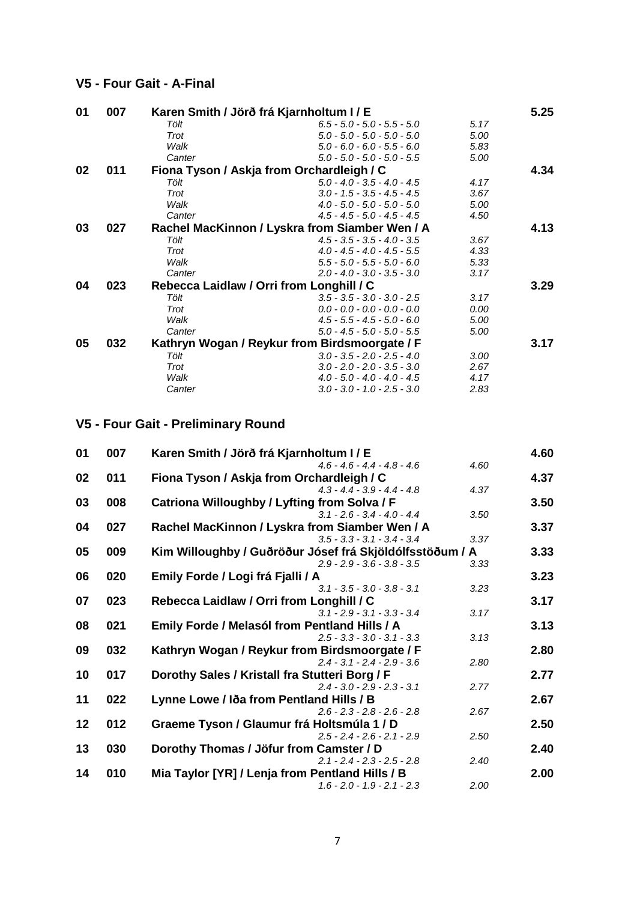## V5 - Four Gait - A-Final

| Place | No. | Rider / Horse / Class | Marks | Score | Total |
|---|---|---|---|---|---|
| **01** | **007** | **Karen Smith / Jörð frá Kjarnholtum I / E** | | | **5.25** |
| | | *Tölt* | *6.5 - 5.0 - 5.0 - 5.5 - 5.0* | *5.17* | |
| | | *Trot* | *5.0 - 5.0 - 5.0 - 5.0 - 5.0* | *5.00* | |
| | | *Walk* | *5.0 - 6.0 - 6.0 - 5.5 - 6.0* | *5.83* | |
| | | *Canter* | *5.0 - 5.0 - 5.0 - 5.0 - 5.5* | *5.00* | |
| **02** | **011** | **Fiona Tyson / Askja from Orchardleigh / C** | | | **4.34** |
| | | *Tölt* | *5.0 - 4.0 - 3.5 - 4.0 - 4.5* | *4.17* | |
| | | *Trot* | *3.0 - 1.5 - 3.5 - 4.5 - 4.5* | *3.67* | |
| | | *Walk* | *4.0 - 5.0 - 5.0 - 5.0 - 5.0* | *5.00* | |
| | | *Canter* | *4.5 - 4.5 - 5.0 - 4.5 - 4.5* | *4.50* | |
| **03** | **027** | **Rachel MacKinnon / Lyskra from Siamber Wen / A** | | | **4.13** |
| | | *Tölt* | *4.5 - 3.5 - 3.5 - 4.0 - 3.5* | *3.67* | |
| | | *Trot* | *4.0 - 4.5 - 4.0 - 4.5 - 5.5* | *4.33* | |
| | | *Walk* | *5.5 - 5.0 - 5.5 - 5.0 - 6.0* | *5.33* | |
| | | *Canter* | *2.0 - 4.0 - 3.0 - 3.5 - 3.0* | *3.17* | |
| **04** | **023** | **Rebecca Laidlaw / Orri from Longhill / C** | | | **3.29** |
| | | *Tölt* | *3.5 - 3.5 - 3.0 - 3.0 - 2.5* | *3.17* | |
| | | *Trot* | *0.0 - 0.0 - 0.0 - 0.0 - 0.0* | *0.00* | |
| | | *Walk* | *4.5 - 5.5 - 4.5 - 5.0 - 6.0* | *5.00* | |
| | | *Canter* | *5.0 - 4.5 - 5.0 - 5.0 - 5.5* | *5.00* | |
| **05** | **032** | **Kathryn Wogan / Reykur from Birdsmoorgate / F** | | | **3.17** |
| | | *Tölt* | *3.0 - 3.5 - 2.0 - 2.5 - 4.0* | *3.00* | |
| | | *Trot* | *3.0 - 2.0 - 2.0 - 3.5 - 3.0* | *2.67* | |
| | | *Walk* | *4.0 - 5.0 - 4.0 - 4.0 - 4.5* | *4.17* | |
| | | *Canter* | *3.0 - 3.0 - 1.0 - 2.5 - 3.0* | *2.83* | |

## V5 - Four Gait - Preliminary Round

| Place | No. | Rider / Horse / Class | Marks | Score | Total |
|---|---|---|---|---|---|
| **01** | **007** | **Karen Smith / Jörð frá Kjarnholtum I / E** | *4.6 - 4.6 - 4.4 - 4.8 - 4.6* | *4.60* | **4.60** |
| **02** | **011** | **Fiona Tyson / Askja from Orchardleigh / C** | *4.3 - 4.4 - 3.9 - 4.4 - 4.8* | *4.37* | **4.37** |
| **03** | **008** | **Catriona Willoughby / Lyfting from Solva / F** | *3.1 - 2.6 - 3.4 - 4.0 - 4.4* | *3.50* | **3.50** |
| **04** | **027** | **Rachel MacKinnon / Lyskra from Siamber Wen / A** | *3.5 - 3.3 - 3.1 - 3.4 - 3.4* | *3.37* | **3.37** |
| **05** | **009** | **Kim Willoughby / Guðröður Jósef frá Skjöldólfsstöðum / A** | *2.9 - 2.9 - 3.6 - 3.8 - 3.5* | *3.33* | **3.33** |
| **06** | **020** | **Emily Forde / Logi frá Fjalli / A** | *3.1 - 3.5 - 3.0 - 3.8 - 3.1* | *3.23* | **3.23** |
| **07** | **023** | **Rebecca Laidlaw / Orri from Longhill / C** | *3.1 - 2.9 - 3.1 - 3.3 - 3.4* | *3.17* | **3.17** |
| **08** | **021** | **Emily Forde / Melasól from Pentland Hills / A** | *2.5 - 3.3 - 3.0 - 3.1 - 3.3* | *3.13* | **3.13** |
| **09** | **032** | **Kathryn Wogan / Reykur from Birdsmoorgate / F** | *2.4 - 3.1 - 2.4 - 2.9 - 3.6* | *2.80* | **2.80** |
| **10** | **017** | **Dorothy Sales / Kristall fra Stutteri Borg / F** | *2.4 - 3.0 - 2.9 - 2.3 - 3.1* | *2.77* | **2.77** |
| **11** | **022** | **Lynne Lowe / Iða from Pentland Hills / B** | *2.6 - 2.3 - 2.8 - 2.6 - 2.8* | *2.67* | **2.67** |
| **12** | **012** | **Graeme Tyson / Glaumur frá Holtsmúla 1 / D** | *2.5 - 2.4 - 2.6 - 2.1 - 2.9* | *2.50* | **2.50** |
| **13** | **030** | **Dorothy Thomas / Jöfur from Camster / D** | *2.1 - 2.4 - 2.3 - 2.5 - 2.8* | *2.40* | **2.40** |
| **14** | **010** | **Mia Taylor [YR] / Lenja from Pentland Hills / B** | *1.6 - 2.0 - 1.9 - 2.1 - 2.3* | *2.00* | **2.00** |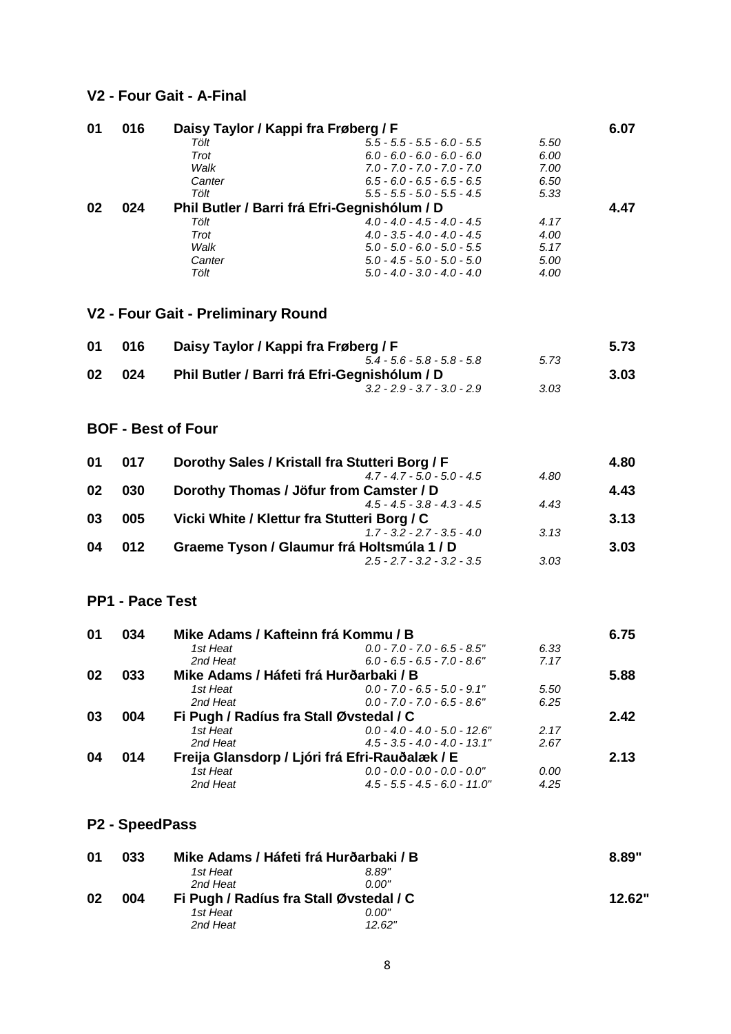## V2 - Four Gait - A-Final

| Place | No. | Rider / Horse | | | Score |
|---|---|---|---|---|---|
| **01** | **016** | **Daisy Taylor / Kappi fra Frøberg / F** | | | **6.07** |
| | | *Tölt* | *5.5 - 5.5 - 5.5 - 6.0 - 5.5* | *5.50* | |
| | | *Trot* | *6.0 - 6.0 - 6.0 - 6.0 - 6.0* | *6.00* | |
| | | *Walk* | *7.0 - 7.0 - 7.0 - 7.0 - 7.0* | *7.00* | |
| | | *Canter* | *6.5 - 6.0 - 6.5 - 6.5 - 6.5* | *6.50* | |
| | | *Tölt* | *5.5 - 5.5 - 5.0 - 5.5 - 4.5* | *5.33* | |
| **02** | **024** | **Phil Butler / Barri frá Efri-Gegnishólum / D** | | | **4.47** |
| | | *Tölt* | *4.0 - 4.0 - 4.5 - 4.0 - 4.5* | *4.17* | |
| | | *Trot* | *4.0 - 3.5 - 4.0 - 4.0 - 4.5* | *4.00* | |
| | | *Walk* | *5.0 - 5.0 - 6.0 - 5.0 - 5.5* | *5.17* | |
| | | *Canter* | *5.0 - 4.5 - 5.0 - 5.0 - 5.0* | *5.00* | |
| | | *Tölt* | *5.0 - 4.0 - 3.0 - 4.0 - 4.0* | *4.00* | |

## V2 - Four Gait - Preliminary Round

| Place | No. | Rider / Horse | | Score |
|---|---|---|---|---|
| **01** | **016** | **Daisy Taylor / Kappi fra Frøberg / F** | | **5.73** |
| | | *5.4 - 5.6 - 5.8 - 5.8 - 5.8* | *5.73* | |
| **02** | **024** | **Phil Butler / Barri frá Efri-Gegnishólum / D** | | **3.03** |
| | | *3.2 - 2.9 - 3.7 - 3.0 - 2.9* | *3.03* | |

## BOF - Best of Four

| Place | No. | Rider / Horse | | Score |
|---|---|---|---|---|
| **01** | **017** | **Dorothy Sales / Kristall fra Stutteri Borg / F** | | **4.80** |
| | | *4.7 - 4.7 - 5.0 - 5.0 - 4.5* | *4.80* | |
| **02** | **030** | **Dorothy Thomas / Jöfur from Camster / D** | | **4.43** |
| | | *4.5 - 4.5 - 3.8 - 4.3 - 4.5* | *4.43* | |
| **03** | **005** | **Vicki White / Klettur fra Stutteri Borg / C** | | **3.13** |
| | | *1.7 - 3.2 - 2.7 - 3.5 - 4.0* | *3.13* | |
| **04** | **012** | **Graeme Tyson / Glaumur frá Holtsmúla 1 / D** | | **3.03** |
| | | *2.5 - 2.7 - 3.2 - 3.2 - 3.5* | *3.03* | |

## PP1 - Pace Test

| Place | No. | Rider / Horse | | | Score |
|---|---|---|---|---|---|
| **01** | **034** | **Mike Adams / Kafteinn frá Kommu / B** | | | **6.75** |
| | | *1st Heat* | *0.0 - 7.0 - 7.0 - 6.5 - 8.5"* | *6.33* | |
| | | *2nd Heat* | *6.0 - 6.5 - 6.5 - 7.0 - 8.6"* | *7.17* | |
| **02** | **033** | **Mike Adams / Háfeti frá Hurðarbaki / B** | | | **5.88** |
| | | *1st Heat* | *0.0 - 7.0 - 6.5 - 5.0 - 9.1"* | *5.50* | |
| | | *2nd Heat* | *0.0 - 7.0 - 7.0 - 6.5 - 8.6"* | *6.25* | |
| **03** | **004** | **Fi Pugh / Radíus fra Stall Øvstedal / C** | | | **2.42** |
| | | *1st Heat* | *0.0 - 4.0 - 4.0 - 5.0 - 12.6"* | *2.17* | |
| | | *2nd Heat* | *4.5 - 3.5 - 4.0 - 4.0 - 13.1"* | *2.67* | |
| **04** | **014** | **Freija Glansdorp / Ljóri frá Efri-Rauðalæk / E** | | | **2.13** |
| | | *1st Heat* | *0.0 - 0.0 - 0.0 - 0.0 - 0.0"* | *0.00* | |
| | | *2nd Heat* | *4.5 - 5.5 - 4.5 - 6.0 - 11.0"* | *4.25* | |

## P2 - SpeedPass

| Place | No. | Rider / Horse | | Time |
|---|---|---|---|---|
| **01** | **033** | **Mike Adams / Háfeti frá Hurðarbaki / B** | | **8.89"** |
| | | *1st Heat* | *8.89"* | |
| | | *2nd Heat* | *0.00"* | |
| **02** | **004** | **Fi Pugh / Radíus fra Stall Øvstedal / C** | | **12.62"** |
| | | *1st Heat* | *0.00"* | |
| | | *2nd Heat* | *12.62"* | |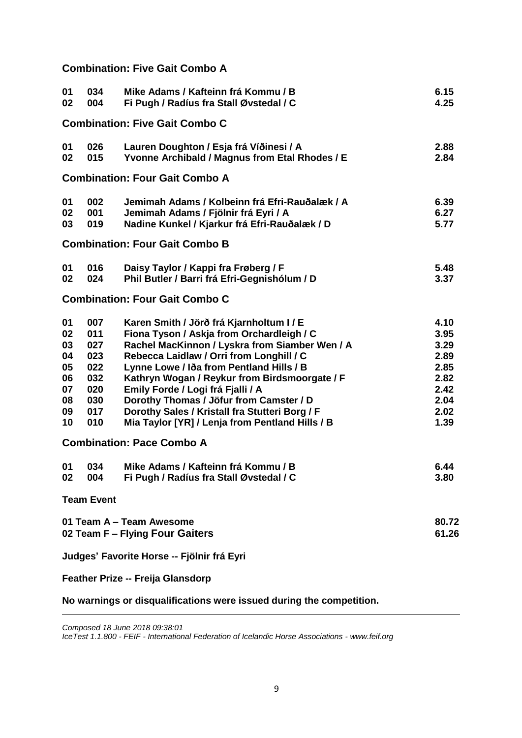**Combination: Five Gait Combo A**

| | | | |
|---|---|---|---|
| 01 | 034 | Mike Adams / Kafteinn frá Kommu / B | 6.15 |
| 02 | 004 | Fi Pugh / Radíus fra Stall Øvstedal / C | 4.25 |

**Combination: Five Gait Combo C**

| | | | |
|---|---|---|---|
| 01 | 026 | Lauren Doughton / Esja frá Víðinesi / A | 2.88 |
| 02 | 015 | Yvonne Archibald / Magnus from Etal Rhodes / E | 2.84 |

**Combination: Four Gait Combo A**

| | | | |
|---|---|---|---|
| 01 | 002 | Jemimah Adams / Kolbeinn frá Efri-Rauðalæk / A | 6.39 |
| 02 | 001 | Jemimah Adams / Fjölnir frá Eyri / A | 6.27 |
| 03 | 019 | Nadine Kunkel / Kjarkur frá Efri-Rauðalæk / D | 5.77 |

**Combination: Four Gait Combo B**

| | | | |
|---|---|---|---|
| 01 | 016 | Daisy Taylor / Kappi fra Frøberg / F | 5.48 |
| 02 | 024 | Phil Butler / Barri frá Efri-Gegnishólum / D | 3.37 |

**Combination: Four Gait Combo C**

| | | | |
|---|---|---|---|
| 01 | 007 | Karen Smith / Jörð frá Kjarnholtum I / E | 4.10 |
| 02 | 011 | Fiona Tyson / Askja from Orchardleigh / C | 3.95 |
| 03 | 027 | Rachel MacKinnon / Lyskra from Siamber Wen / A | 3.29 |
| 04 | 023 | Rebecca Laidlaw / Orri from Longhill / C | 2.89 |
| 05 | 022 | Lynne Lowe / Iða from Pentland Hills / B | 2.85 |
| 06 | 032 | Kathryn Wogan / Reykur from Birdsmoorgate / F | 2.82 |
| 07 | 020 | Emily Forde / Logi frá Fjalli / A | 2.42 |
| 08 | 030 | Dorothy Thomas / Jöfur from Camster / D | 2.04 |
| 09 | 017 | Dorothy Sales / Kristall fra Stutteri Borg / F | 2.02 |
| 10 | 010 | Mia Taylor [YR] / Lenja from Pentland Hills / B | 1.39 |

**Combination: Pace Combo A**

| | | | |
|---|---|---|---|
| 01 | 034 | Mike Adams / Kafteinn frá Kommu / B | 6.44 |
| 02 | 004 | Fi Pugh / Radíus fra Stall Øvstedal / C | 3.80 |

**Team Event**

| | |
|---|---|
| 01 Team A – Team Awesome | 80.72 |
| 02 Team F – Flying Four Gaiters | 61.26 |

**Judges' Favorite Horse -- Fjölnir frá Eyri**

**Feather Prize -- Freija Glansdorp**

**No warnings or disqualifications were issued during the competition.**

---

*Composed 18 June 2018 09:38:01*
*IceTest 1.1.800 - FEIF - International Federation of Icelandic Horse Associations - www.feif.org*